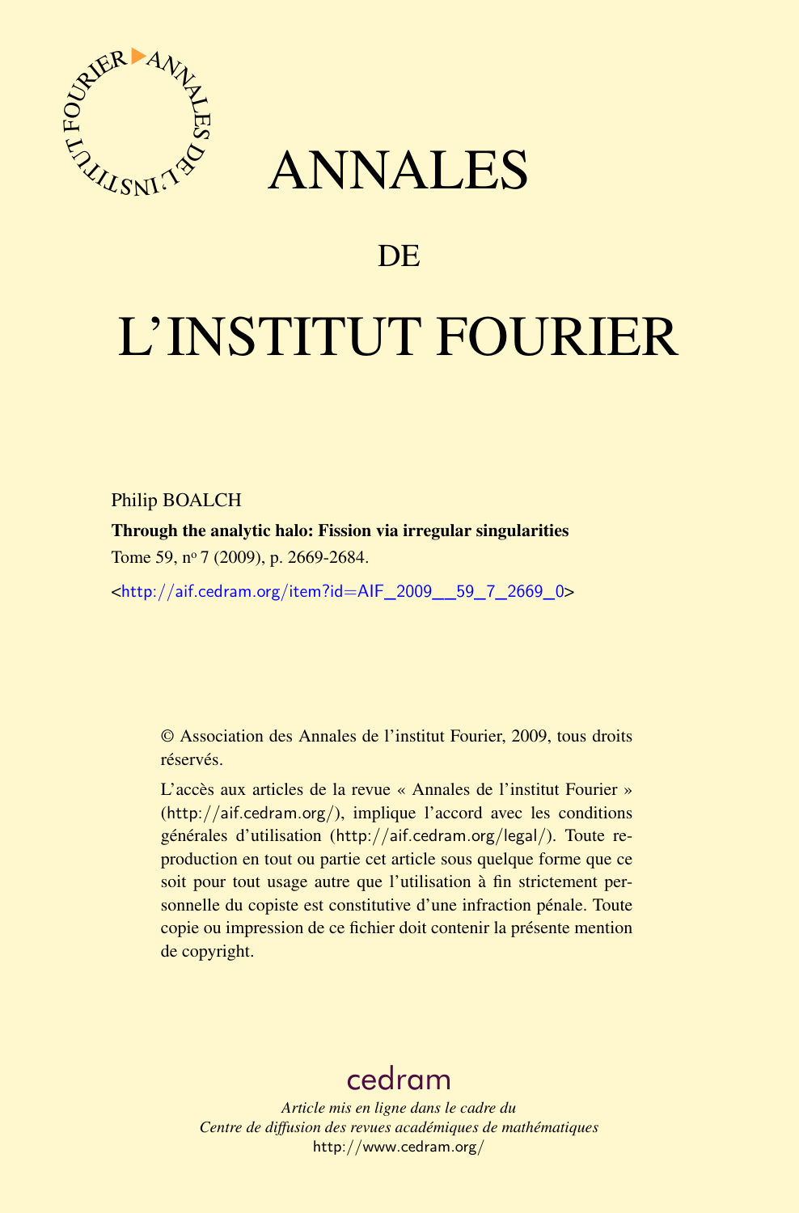# ANNALES

## DE

# L'INSTITUT FOURIER

Philip BOALCH

**Through the analytic halo: Fission via irregular singularities**

Tome 59, n° 7 (2009), p. 2669-2684.

<http://aif.cedram.org/item?id=AIF_2009__59_7_2669_0>

© Association des Annales de l'institut Fourier, 2009, tous droits réservés.

L'accès aux articles de la revue « Annales de l'institut Fourier » (http://aif.cedram.org/), implique l'accord avec les conditions générales d'utilisation (http://aif.cedram.org/legal/). Toute reproduction en tout ou partie cet article sous quelque forme que ce soit pour tout usage autre que l'utilisation à fin strictement personnelle du copiste est constitutive d'une infraction pénale. Toute copie ou impression de ce fichier doit contenir la présente mention de copyright.

cedram

*Article mis en ligne dans le cadre du*
*Centre de diffusion des revues académiques de mathématiques*
http://www.cedram.org/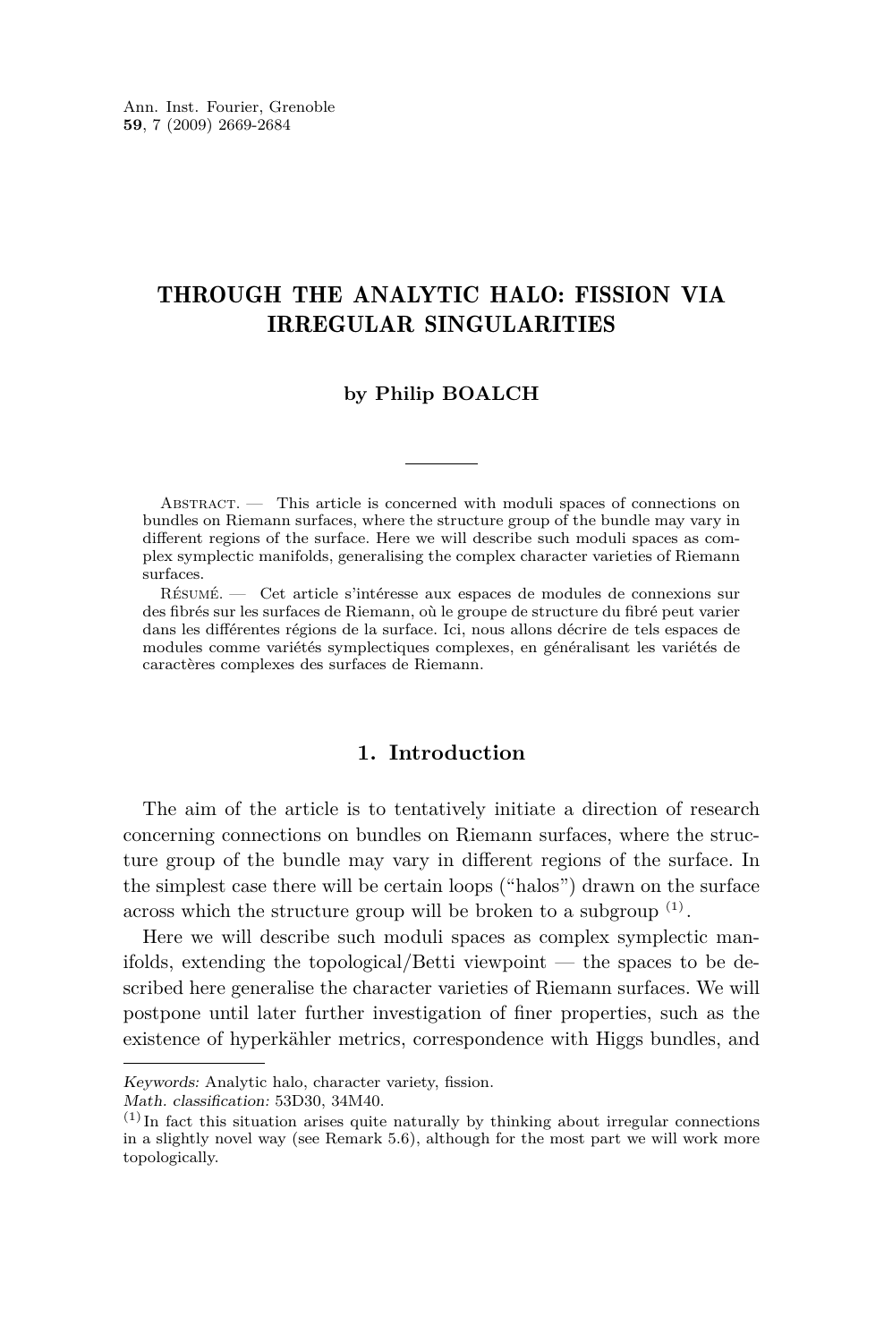# THROUGH THE ANALYTIC HALO: FISSION VIA IRREGULAR SINGULARITIES

**by Philip BOALCH**

Abstract. — This article is concerned with moduli spaces of connections on bundles on Riemann surfaces, where the structure group of the bundle may vary in different regions of the surface. Here we will describe such moduli spaces as complex symplectic manifolds, generalising the complex character varieties of Riemann surfaces.

Résumé. — Cet article s'intéresse aux espaces de modules de connexions sur des fibrés sur les surfaces de Riemann, où le groupe de structure du fibré peut varier dans les différentes régions de la surface. Ici, nous allons décrire de tels espaces de modules comme variétés symplectiques complexes, en généralisant les variétés de caractères complexes des surfaces de Riemann.

## 1. Introduction

The aim of the article is to tentatively initiate a direction of research concerning connections on bundles on Riemann surfaces, where the structure group of the bundle may vary in different regions of the surface. In the simplest case there will be certain loops ("halos") drawn on the surface across which the structure group will be broken to a subgroup [(1)].

Here we will describe such moduli spaces as complex symplectic manifolds, extending the topological/Betti viewpoint — the spaces to be described here generalise the character varieties of Riemann surfaces. We will postpone until later further investigation of finer properties, such as the existence of hyperkähler metrics, correspondence with Higgs bundles, and

*Keywords:* Analytic halo, character variety, fission.
*Math. classification:* 53D30, 34M40.

[(1)] In fact this situation arises quite naturally by thinking about irregular connections in a slightly novel way (see Remark 5.6), although for the most part we will work more topologically.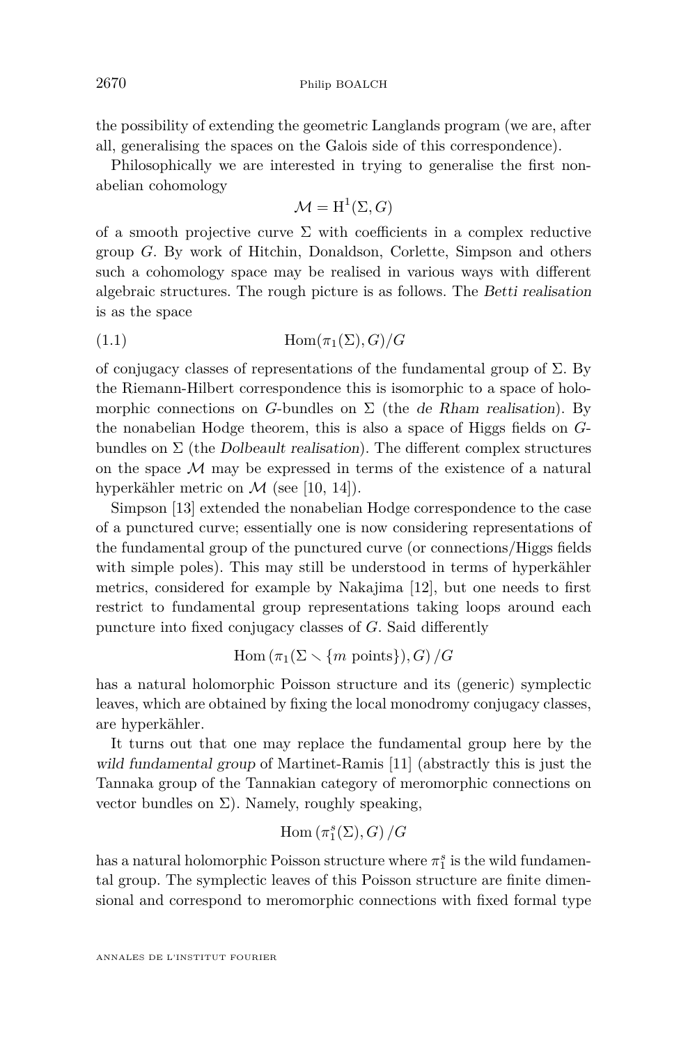the possibility of extending the geometric Langlands program (we are, after all, generalising the spaces on the Galois side of this correspondence).

Philosophically we are interested in trying to generalise the first nonabelian cohomology

$$\mathcal{M} = \mathrm{H}^1(\Sigma, G)$$

of a smooth projective curve $\Sigma$ with coefficients in a complex reductive group $G$. By work of Hitchin, Donaldson, Corlette, Simpson and others such a cohomology space may be realised in various ways with different algebraic structures. The rough picture is as follows. The *Betti realisation* is as the space

$$\mathrm{Hom}(\pi_1(\Sigma), G)/G \tag{1.1}$$

of conjugacy classes of representations of the fundamental group of $\Sigma$. By the Riemann-Hilbert correspondence this is isomorphic to a space of holomorphic connections on $G$-bundles on $\Sigma$ (the *de Rham realisation*). By the nonabelian Hodge theorem, this is also a space of Higgs fields on $G$-bundles on $\Sigma$ (the *Dolbeault realisation*). The different complex structures on the space $\mathcal{M}$ may be expressed in terms of the existence of a natural hyperkähler metric on $\mathcal{M}$ (see [10, 14]).

Simpson [13] extended the nonabelian Hodge correspondence to the case of a punctured curve; essentially one is now considering representations of the fundamental group of the punctured curve (or connections/Higgs fields with simple poles). This may still be understood in terms of hyperkähler metrics, considered for example by Nakajima [12], but one needs to first restrict to fundamental group representations taking loops around each puncture into fixed conjugacy classes of $G$. Said differently

$$\mathrm{Hom}\left(\pi_1(\Sigma \setminus \{m \text{ points}\}), G\right)/G$$

has a natural holomorphic Poisson structure and its (generic) symplectic leaves, which are obtained by fixing the local monodromy conjugacy classes, are hyperkähler.

It turns out that one may replace the fundamental group here by the *wild fundamental group* of Martinet-Ramis [11] (abstractly this is just the Tannaka group of the Tannakian category of meromorphic connections on vector bundles on $\Sigma$). Namely, roughly speaking,

$$\mathrm{Hom}\left(\pi_1^s(\Sigma), G\right)/G$$

has a natural holomorphic Poisson structure where $\pi_1^s$ is the wild fundamental group. The symplectic leaves of this Poisson structure are finite dimensional and correspond to meromorphic connections with fixed formal type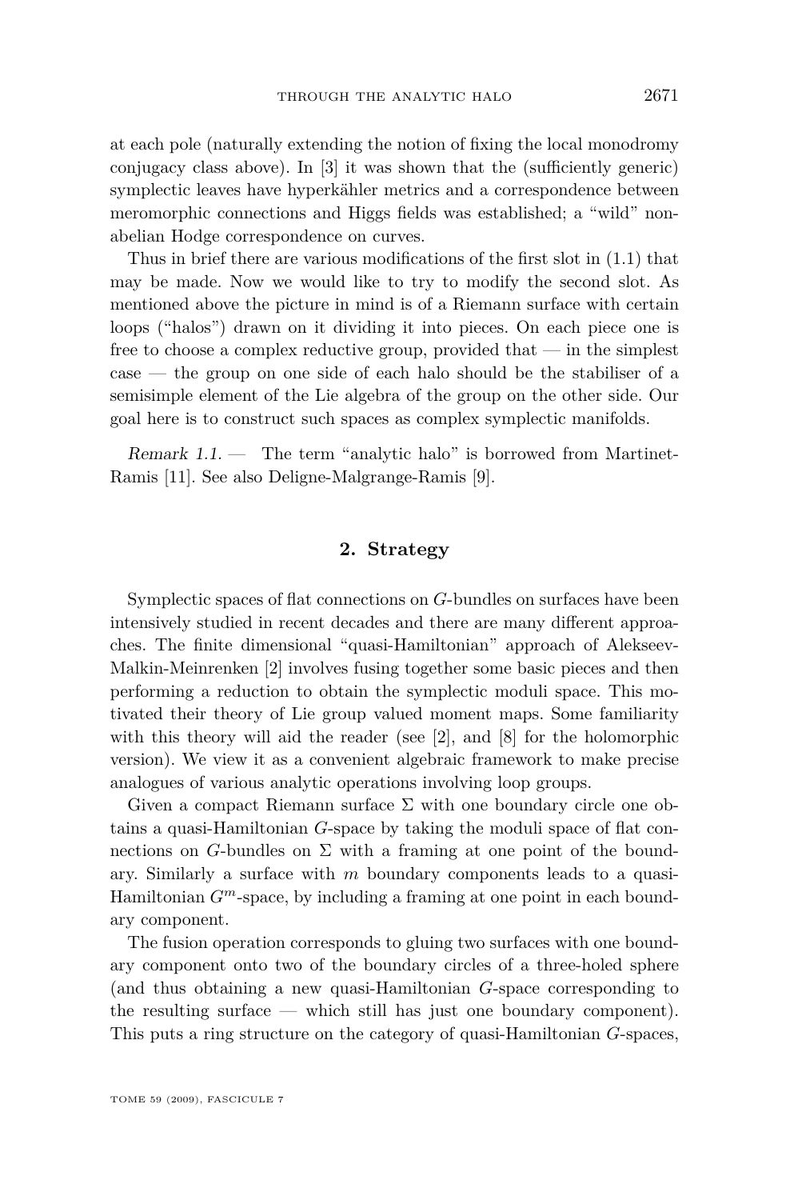at each pole (naturally extending the notion of fixing the local monodromy conjugacy class above). In [3] it was shown that the (sufficiently generic) symplectic leaves have hyperkähler metrics and a correspondence between meromorphic connections and Higgs fields was established; a "wild" non-abelian Hodge correspondence on curves.

Thus in brief there are various modifications of the first slot in (1.1) that may be made. Now we would like to try to modify the second slot. As mentioned above the picture in mind is of a Riemann surface with certain loops ("halos") drawn on it dividing it into pieces. On each piece one is free to choose a complex reductive group, provided that — in the simplest case — the group on one side of each halo should be the stabiliser of a semisimple element of the Lie algebra of the group on the other side. Our goal here is to construct such spaces as complex symplectic manifolds.

*Remark 1.1.* — The term "analytic halo" is borrowed from Martinet-Ramis [11]. See also Deligne-Malgrange-Ramis [9].

## 2. Strategy

Symplectic spaces of flat connections on $G$-bundles on surfaces have been intensively studied in recent decades and there are many different approaches. The finite dimensional "quasi-Hamiltonian" approach of Alekseev-Malkin-Meinrenken [2] involves fusing together some basic pieces and then performing a reduction to obtain the symplectic moduli space. This motivated their theory of Lie group valued moment maps. Some familiarity with this theory will aid the reader (see [2], and [8] for the holomorphic version). We view it as a convenient algebraic framework to make precise analogues of various analytic operations involving loop groups.

Given a compact Riemann surface $\Sigma$ with one boundary circle one obtains a quasi-Hamiltonian $G$-space by taking the moduli space of flat connections on $G$-bundles on $\Sigma$ with a framing at one point of the boundary. Similarly a surface with $m$ boundary components leads to a quasi-Hamiltonian $G^m$-space, by including a framing at one point in each boundary component.

The fusion operation corresponds to gluing two surfaces with one boundary component onto two of the boundary circles of a three-holed sphere (and thus obtaining a new quasi-Hamiltonian $G$-space corresponding to the resulting surface — which still has just one boundary component). This puts a ring structure on the category of quasi-Hamiltonian $G$-spaces,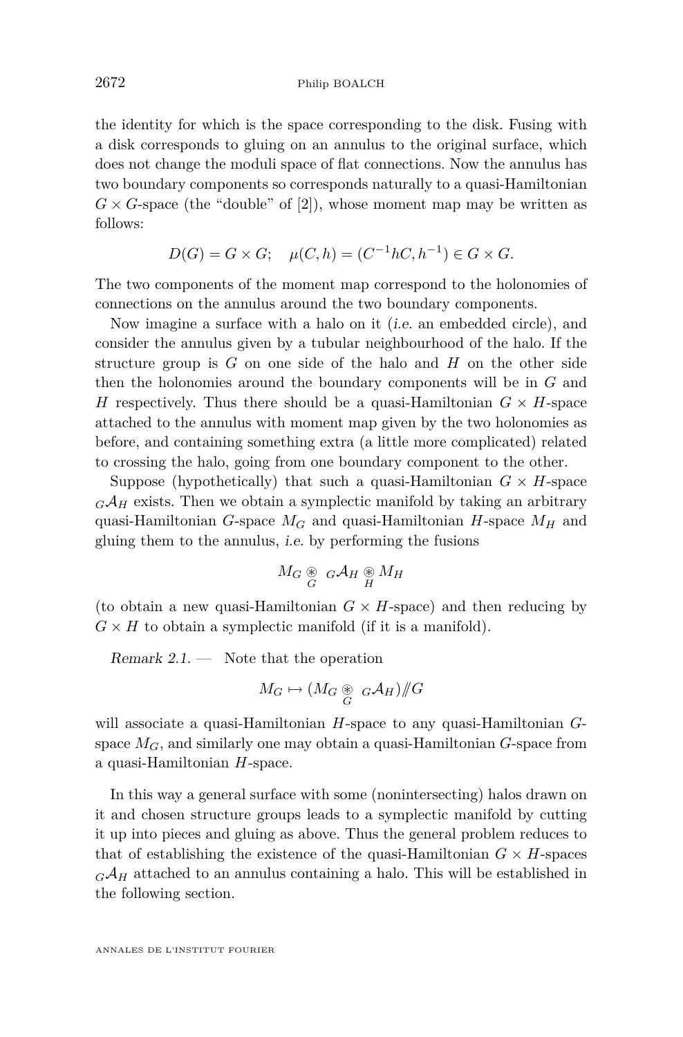the identity for which is the space corresponding to the disk. Fusing with a disk corresponds to gluing on an annulus to the original surface, which does not change the moduli space of flat connections. Now the annulus has two boundary components so corresponds naturally to a quasi-Hamiltonian $G \times G$-space (the "double" of [2]), whose moment map may be written as follows:

$$D(G) = G \times G; \quad \mu(C,h) = (C^{-1}hC, h^{-1}) \in G \times G.$$

The two components of the moment map correspond to the holonomies of connections on the annulus around the two boundary components.

Now imagine a surface with a halo on it (*i.e.* an embedded circle), and consider the annulus given by a tubular neighbourhood of the halo. If the structure group is $G$ on one side of the halo and $H$ on the other side then the holonomies around the boundary components will be in $G$ and $H$ respectively. Thus there should be a quasi-Hamiltonian $G \times H$-space attached to the annulus with moment map given by the two holonomies as before, and containing something extra (a little more complicated) related to crossing the halo, going from one boundary component to the other.

Suppose (hypothetically) that such a quasi-Hamiltonian $G \times H$-space ${}_G\mathcal{A}_H$ exists. Then we obtain a symplectic manifold by taking an arbitrary quasi-Hamiltonian $G$-space $M_G$ and quasi-Hamiltonian $H$-space $M_H$ and gluing them to the annulus, *i.e.* by performing the fusions

$$M_G \underset{G}{\circledast} {}_G\mathcal{A}_H \underset{H}{\circledast} M_H$$

(to obtain a new quasi-Hamiltonian $G \times H$-space) and then reducing by $G \times H$ to obtain a symplectic manifold (if it is a manifold).

*Remark 2.1.* — Note that the operation

$$M_G \mapsto (M_G \underset{G}{\circledast} {}_G\mathcal{A}_H) /\!\!/ G$$

will associate a quasi-Hamiltonian $H$-space to any quasi-Hamiltonian $G$-space $M_G$, and similarly one may obtain a quasi-Hamiltonian $G$-space from a quasi-Hamiltonian $H$-space.

In this way a general surface with some (nonintersecting) halos drawn on it and chosen structure groups leads to a symplectic manifold by cutting it up into pieces and gluing as above. Thus the general problem reduces to that of establishing the existence of the quasi-Hamiltonian $G \times H$-spaces ${}_G\mathcal{A}_H$ attached to an annulus containing a halo. This will be established in the following section.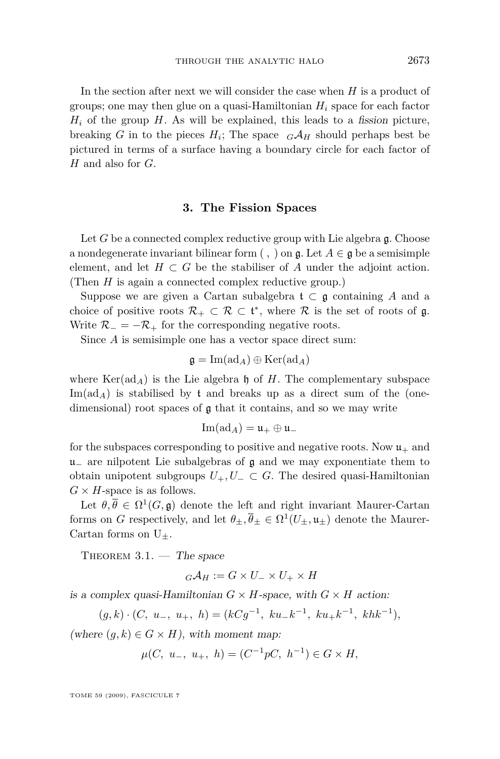In the section after next we will consider the case when $H$ is a product of groups; one may then glue on a quasi-Hamiltonian $H_i$ space for each factor $H_i$ of the group $H$. As will be explained, this leads to a *fission* picture, breaking $G$ in to the pieces $H_i$; The space ${}_G\mathcal{A}_H$ should perhaps best be pictured in terms of a surface having a boundary circle for each factor of $H$ and also for $G$.

## 3. The Fission Spaces

Let $G$ be a connected complex reductive group with Lie algebra $\mathfrak{g}$. Choose a nondegenerate invariant bilinear form $(\ ,\ )$ on $\mathfrak{g}$. Let $A \in \mathfrak{g}$ be a semisimple element, and let $H \subset G$ be the stabiliser of $A$ under the adjoint action. (Then $H$ is again a connected complex reductive group.)

Suppose we are given a Cartan subalgebra $\mathfrak{t} \subset \mathfrak{g}$ containing $A$ and a choice of positive roots $\mathcal{R}_+ \subset \mathcal{R} \subset \mathfrak{t}^*$, where $\mathcal{R}$ is the set of roots of $\mathfrak{g}$. Write $\mathcal{R}_- = -\mathcal{R}_+$ for the corresponding negative roots.

Since $A$ is semisimple one has a vector space direct sum:

$$\mathfrak{g} = \mathrm{Im}(\mathrm{ad}_A) \oplus \mathrm{Ker}(\mathrm{ad}_A)$$

where $\mathrm{Ker}(\mathrm{ad}_A)$ is the Lie algebra $\mathfrak{h}$ of $H$. The complementary subspace $\mathrm{Im}(\mathrm{ad}_A)$ is stabilised by $\mathfrak{t}$ and breaks up as a direct sum of the (one-dimensional) root spaces of $\mathfrak{g}$ that it contains, and so we may write

$$\mathrm{Im}(\mathrm{ad}_A) = \mathfrak{u}_+ \oplus \mathfrak{u}_-$$

for the subspaces corresponding to positive and negative roots. Now $\mathfrak{u}_+$ and $\mathfrak{u}_-$ are nilpotent Lie subalgebras of $\mathfrak{g}$ and we may exponentiate them to obtain unipotent subgroups $U_+, U_- \subset G$. The desired quasi-Hamiltonian $G \times H$-space is as follows.

Let $\theta, \overline{\theta} \in \Omega^1(G, \mathfrak{g})$ denote the left and right invariant Maurer-Cartan forms on $G$ respectively, and let $\theta_\pm, \overline{\theta}_\pm \in \Omega^1(U_\pm, \mathfrak{u}_\pm)$ denote the Maurer-Cartan forms on $\mathrm{U}_\pm$.

Theorem 3.1. — *The space*

$${}_G\mathcal{A}_H := G \times U_- \times U_+ \times H$$

*is a complex quasi-Hamiltonian $G \times H$-space, with $G \times H$ action:*

$$(g, k) \cdot (C,\ u_-,\ u_+,\ h) = (kCg^{-1},\ ku_-k^{-1},\ ku_+k^{-1},\ khk^{-1}),$$

*(where $(g, k) \in G \times H$), with moment map:*

$$\mu(C,\ u_-,\ u_+,\ h) = (C^{-1}pC,\ h^{-1}) \in G \times H,$$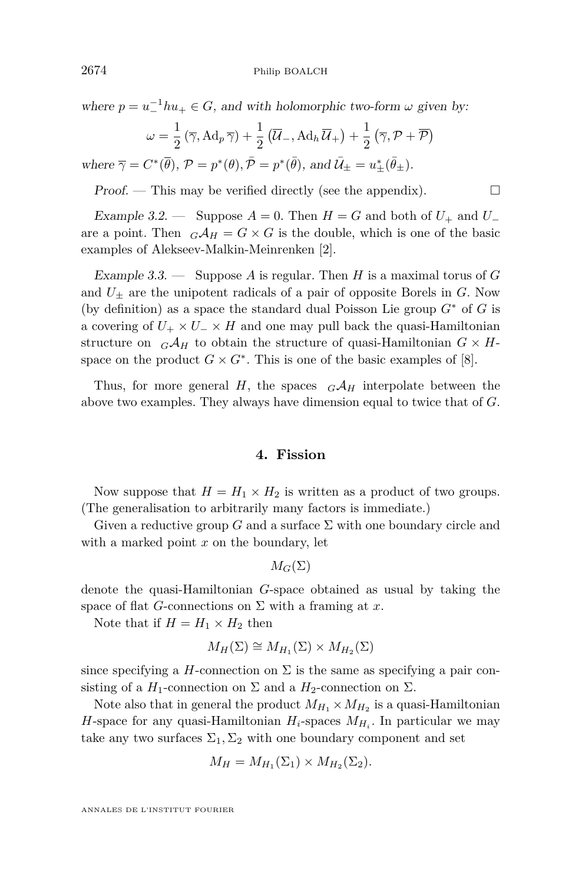*where $p = u_-^{-1} h u_+ \in G$, and with holomorphic two-form $\omega$ given by:*

$$\omega = \frac{1}{2}\left(\overline{\gamma}, \mathrm{Ad}_p\, \overline{\gamma}\right) + \frac{1}{2}\left(\overline{\mathcal{U}}_-, \mathrm{Ad}_h\, \overline{\mathcal{U}}_+\right) + \frac{1}{2}\left(\overline{\gamma}, \mathcal{P} + \overline{\mathcal{P}}\right)$$

*where $\overline{\gamma} = C^*(\overline{\theta})$, $\mathcal{P} = p^*(\theta), \bar{\mathcal{P}} = p^*(\bar{\theta})$, and $\bar{\mathcal{U}}_\pm = u_\pm^*(\bar{\theta}_\pm)$.*

*Proof.* — This may be verified directly (see the appendix). □

*Example 3.2.* — Suppose $A = 0$. Then $H = G$ and both of $U_+$ and $U_-$ are a point. Then ${}_G\mathcal{A}_H = G \times G$ is the double, which is one of the basic examples of Alekseev-Malkin-Meinrenken [2].

*Example 3.3.* — Suppose $A$ is regular. Then $H$ is a maximal torus of $G$ and $U_\pm$ are the unipotent radicals of a pair of opposite Borels in $G$. Now (by definition) as a space the standard dual Poisson Lie group $G^*$ of $G$ is a covering of $U_+ \times U_- \times H$ and one may pull back the quasi-Hamiltonian structure on ${}_G\mathcal{A}_H$ to obtain the structure of quasi-Hamiltonian $G \times H$-space on the product $G \times G^*$. This is one of the basic examples of [8].

Thus, for more general $H$, the spaces ${}_G\mathcal{A}_H$ interpolate between the above two examples. They always have dimension equal to twice that of $G$.

## 4. Fission

Now suppose that $H = H_1 \times H_2$ is written as a product of two groups. (The generalisation to arbitrarily many factors is immediate.)

Given a reductive group $G$ and a surface $\Sigma$ with one boundary circle and with a marked point $x$ on the boundary, let

$$M_G(\Sigma)$$

denote the quasi-Hamiltonian $G$-space obtained as usual by taking the space of flat $G$-connections on $\Sigma$ with a framing at $x$.

Note that if $H = H_1 \times H_2$ then

$$M_H(\Sigma) \cong M_{H_1}(\Sigma) \times M_{H_2}(\Sigma)$$

since specifying a $H$-connection on $\Sigma$ is the same as specifying a pair consisting of a $H_1$-connection on $\Sigma$ and a $H_2$-connection on $\Sigma$.

Note also that in general the product $M_{H_1} \times M_{H_2}$ is a quasi-Hamiltonian $H$-space for any quasi-Hamiltonian $H_i$-spaces $M_{H_i}$. In particular we may take any two surfaces $\Sigma_1, \Sigma_2$ with one boundary component and set

$$M_H = M_{H_1}(\Sigma_1) \times M_{H_2}(\Sigma_2).$$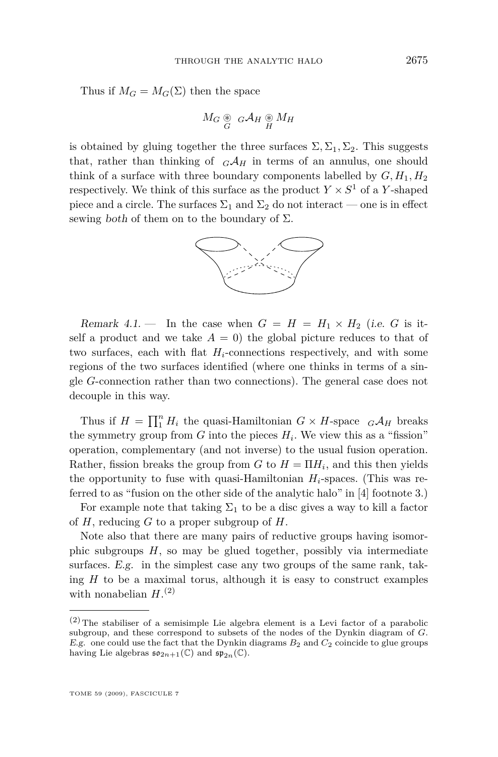Thus if $M_G = M_G(\Sigma)$ then the space

$$M_G \underset{G}{\circledast} \, {}_G\mathcal{A}_H \underset{H}{\circledast} M_H$$

is obtained by gluing together the three surfaces $\Sigma, \Sigma_1, \Sigma_2$. This suggests that, rather than thinking of ${}_G\mathcal{A}_H$ in terms of an annulus, one should think of a surface with three boundary components labelled by $G, H_1, H_2$ respectively. We think of this surface as the product $Y \times S^1$ of a $Y$-shaped piece and a circle. The surfaces $\Sigma_1$ and $\Sigma_2$ do not interact — one is in effect sewing *both* of them on to the boundary of $\Sigma$.

*Remark 4.1.* — In the case when $G = H = H_1 \times H_2$ (*i.e.* $G$ is itself a product and we take $A = 0$) the global picture reduces to that of two surfaces, each with flat $H_i$-connections respectively, and with some regions of the two surfaces identified (where one thinks in terms of a single $G$-connection rather than two connections). The general case does not decouple in this way.

Thus if $H = \prod_1^n H_i$ the quasi-Hamiltonian $G \times H$-space ${}_G\mathcal{A}_H$ breaks the symmetry group from $G$ into the pieces $H_i$. We view this as a "fission" operation, complementary (and not inverse) to the usual fusion operation. Rather, fission breaks the group from $G$ to $H = \Pi H_i$, and this then yields the opportunity to fuse with quasi-Hamiltonian $H_i$-spaces. (This was referred to as "fusion on the other side of the analytic halo" in [4] footnote 3.)

For example note that taking $\Sigma_1$ to be a disc gives a way to kill a factor of $H$, reducing $G$ to a proper subgroup of $H$.

Note also that there are many pairs of reductive groups having isomorphic subgroups $H$, so may be glued together, possibly via intermediate surfaces. *E.g.* in the simplest case any two groups of the same rank, taking $H$ to be a maximal torus, although it is easy to construct examples with nonabelian $H$.[2]

---

[2] The stabiliser of a semisimple Lie algebra element is a Levi factor of a parabolic subgroup, and these correspond to subsets of the nodes of the Dynkin diagram of $G$. *E.g.* one could use the fact that the Dynkin diagrams $B_2$ and $C_2$ coincide to glue groups having Lie algebras $\mathfrak{so}_{2n+1}(\mathbb{C})$ and $\mathfrak{sp}_{2n}(\mathbb{C})$.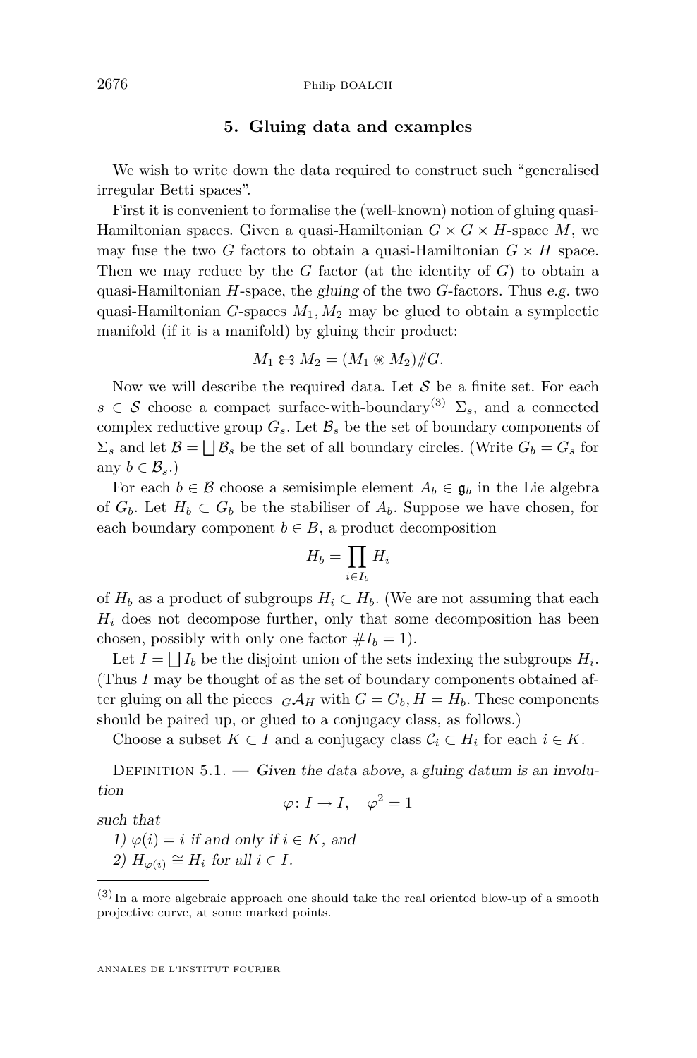## 5. Gluing data and examples

We wish to write down the data required to construct such "generalised irregular Betti spaces".

First it is convenient to formalise the (well-known) notion of gluing quasi-Hamiltonian spaces. Given a quasi-Hamiltonian $G \times G \times H$-space $M$, we may fuse the two $G$ factors to obtain a quasi-Hamiltonian $G \times H$ space. Then we may reduce by the $G$ factor (at the identity of $G$) to obtain a quasi-Hamiltonian $H$-space, the *gluing* of the two $G$-factors. Thus *e.g.* two quasi-Hamiltonian $G$-spaces $M_1, M_2$ may be glued to obtain a symplectic manifold (if it is a manifold) by gluing their product:

$$M_1 \leftrightarrows M_2 = (M_1 \circledast M_2)/\!\!/G.$$

Now we will describe the required data. Let $\mathcal{S}$ be a finite set. For each $s \in \mathcal{S}$ choose a compact surface-with-boundary[(3)] $\Sigma_s$, and a connected complex reductive group $G_s$. Let $\mathcal{B}_s$ be the set of boundary components of $\Sigma_s$ and let $\mathcal{B} = \bigsqcup \mathcal{B}_s$ be the set of all boundary circles. (Write $G_b = G_s$ for any $b \in \mathcal{B}_s$.)

For each $b \in \mathcal{B}$ choose a semisimple element $A_b \in \mathfrak{g}_b$ in the Lie algebra of $G_b$. Let $H_b \subset G_b$ be the stabiliser of $A_b$. Suppose we have chosen, for each boundary component $b \in B$, a product decomposition

$$H_b = \prod_{i \in I_b} H_i$$

of $H_b$ as a product of subgroups $H_i \subset H_b$. (We are not assuming that each $H_i$ does not decompose further, only that some decomposition has been chosen, possibly with only one factor $\# I_b = 1$).

Let $I = \bigsqcup I_b$ be the disjoint union of the sets indexing the subgroups $H_i$. (Thus $I$ may be thought of as the set of boundary components obtained after gluing on all the pieces ${}_G\mathcal{A}_H$ with $G = G_b, H = H_b$. These components should be paired up, or glued to a conjugacy class, as follows.)

Choose a subset $K \subset I$ and a conjugacy class $\mathcal{C}_i \subset H_i$ for each $i \in K$.

Definition 5.1. — *Given the data above, a gluing datum is an involution*

$$\varphi \colon I \to I, \quad \varphi^2 = 1$$

*such that*

*1) $\varphi(i) = i$ if and only if $i \in K$, and*

*2) $H_{\varphi(i)} \cong H_i$ for all $i \in I$.*

---

(3) In a more algebraic approach one should take the real oriented blow-up of a smooth projective curve, at some marked points.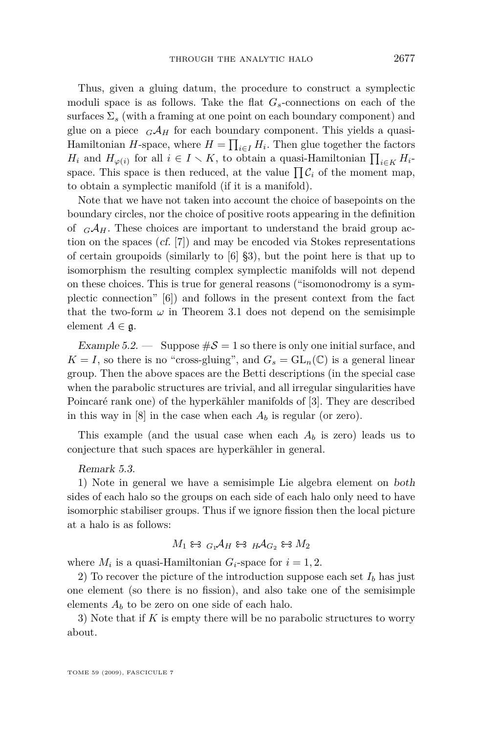Thus, given a gluing datum, the procedure to construct a symplectic moduli space is as follows. Take the flat $G_s$-connections on each of the surfaces $\Sigma_s$ (with a framing at one point on each boundary component) and glue on a piece ${}_G\mathcal{A}_H$ for each boundary component. This yields a quasi-Hamiltonian $H$-space, where $H = \prod_{i\in I} H_i$. Then glue together the factors $H_i$ and $H_{\varphi(i)}$ for all $i \in I \setminus K$, to obtain a quasi-Hamiltonian $\prod_{i\in K} H_i$-space. This space is then reduced, at the value $\prod \mathcal{C}_i$ of the moment map, to obtain a symplectic manifold (if it is a manifold).

Note that we have not taken into account the choice of basepoints on the boundary circles, nor the choice of positive roots appearing in the definition of ${}_G\mathcal{A}_H$. These choices are important to understand the braid group action on the spaces (*cf.* [7]) and may be encoded via Stokes representations of certain groupoids (similarly to [6] §3), but the point here is that up to isomorphism the resulting complex symplectic manifolds will not depend on these choices. This is true for general reasons ("isomonodromy is a symplectic connection" [6]) and follows in the present context from the fact that the two-form $\omega$ in Theorem 3.1 does not depend on the semisimple element $A \in \mathfrak{g}$.

*Example 5.2.* — Suppose $\#\mathcal{S} = 1$ so there is only one initial surface, and $K = I$, so there is no "cross-gluing", and $G_s = \mathrm{GL}_n(\mathbb{C})$ is a general linear group. Then the above spaces are the Betti descriptions (in the special case when the parabolic structures are trivial, and all irregular singularities have Poincaré rank one) of the hyperkähler manifolds of [3]. They are described in this way in [8] in the case when each $A_b$ is regular (or zero).

This example (and the usual case when each $A_b$ is zero) leads us to conjecture that such spaces are hyperkähler in general.

*Remark 5.3.*

1) Note in general we have a semisimple Lie algebra element on *both* sides of each halo so the groups on each side of each halo only need to have isomorphic stabiliser groups. Thus if we ignore fission then the local picture at a halo is as follows:

$$M_1 \leftrightarrows {}_{G_1}\mathcal{A}_H \leftrightarrows {}_H\mathcal{A}_{G_2} \leftrightarrows M_2$$

where $M_i$ is a quasi-Hamiltonian $G_i$-space for $i = 1, 2$.

2) To recover the picture of the introduction suppose each set $I_b$ has just one element (so there is no fission), and also take one of the semisimple elements $A_b$ to be zero on one side of each halo.

3) Note that if $K$ is empty there will be no parabolic structures to worry about.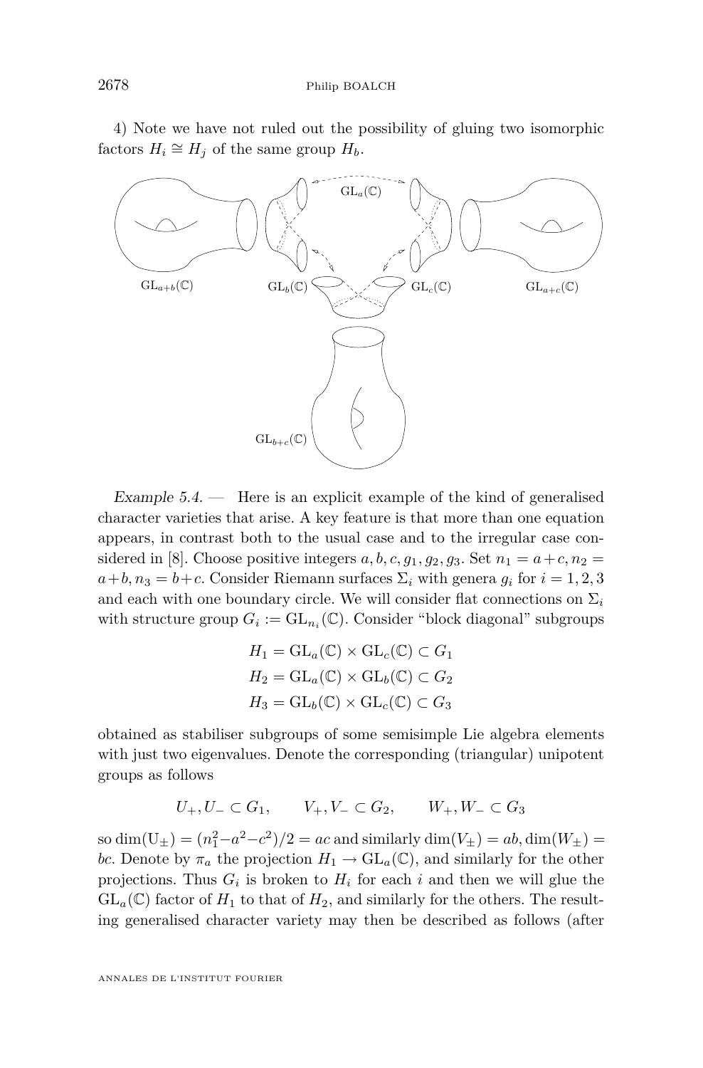4) Note we have not ruled out the possibility of gluing two isomorphic factors $H_i \cong H_j$ of the same group $H_b$.

*Example 5.4.* — Here is an explicit example of the kind of generalised character varieties that arise. A key feature is that more than one equation appears, in contrast both to the usual case and to the irregular case considered in [8]. Choose positive integers $a, b, c, g_1, g_2, g_3$. Set $n_1 = a+c, n_2 = a+b, n_3 = b+c$. Consider Riemann surfaces $\Sigma_i$ with genera $g_i$ for $i = 1, 2, 3$ and each with one boundary circle. We will consider flat connections on $\Sigma_i$ with structure group $G_i := \mathrm{GL}_{n_i}(\mathbb{C})$. Consider "block diagonal" subgroups

$$H_1 = \mathrm{GL}_a(\mathbb{C}) \times \mathrm{GL}_c(\mathbb{C}) \subset G_1$$
$$H_2 = \mathrm{GL}_a(\mathbb{C}) \times \mathrm{GL}_b(\mathbb{C}) \subset G_2$$
$$H_3 = \mathrm{GL}_b(\mathbb{C}) \times \mathrm{GL}_c(\mathbb{C}) \subset G_3$$

obtained as stabiliser subgroups of some semisimple Lie algebra elements with just two eigenvalues. Denote the corresponding (triangular) unipotent groups as follows

$$U_+, U_- \subset G_1, \qquad V_+, V_- \subset G_2, \qquad W_+, W_- \subset G_3$$

so $\dim(\mathrm{U}_\pm) = (n_1^2 - a^2 - c^2)/2 = ac$ and similarly $\dim(V_\pm) = ab, \dim(W_\pm) = bc$. Denote by $\pi_a$ the projection $H_1 \to \mathrm{GL}_a(\mathbb{C})$, and similarly for the other projections. Thus $G_i$ is broken to $H_i$ for each $i$ and then we will glue the $\mathrm{GL}_a(\mathbb{C})$ factor of $H_1$ to that of $H_2$, and similarly for the others. The resulting generalised character variety may then be described as follows (after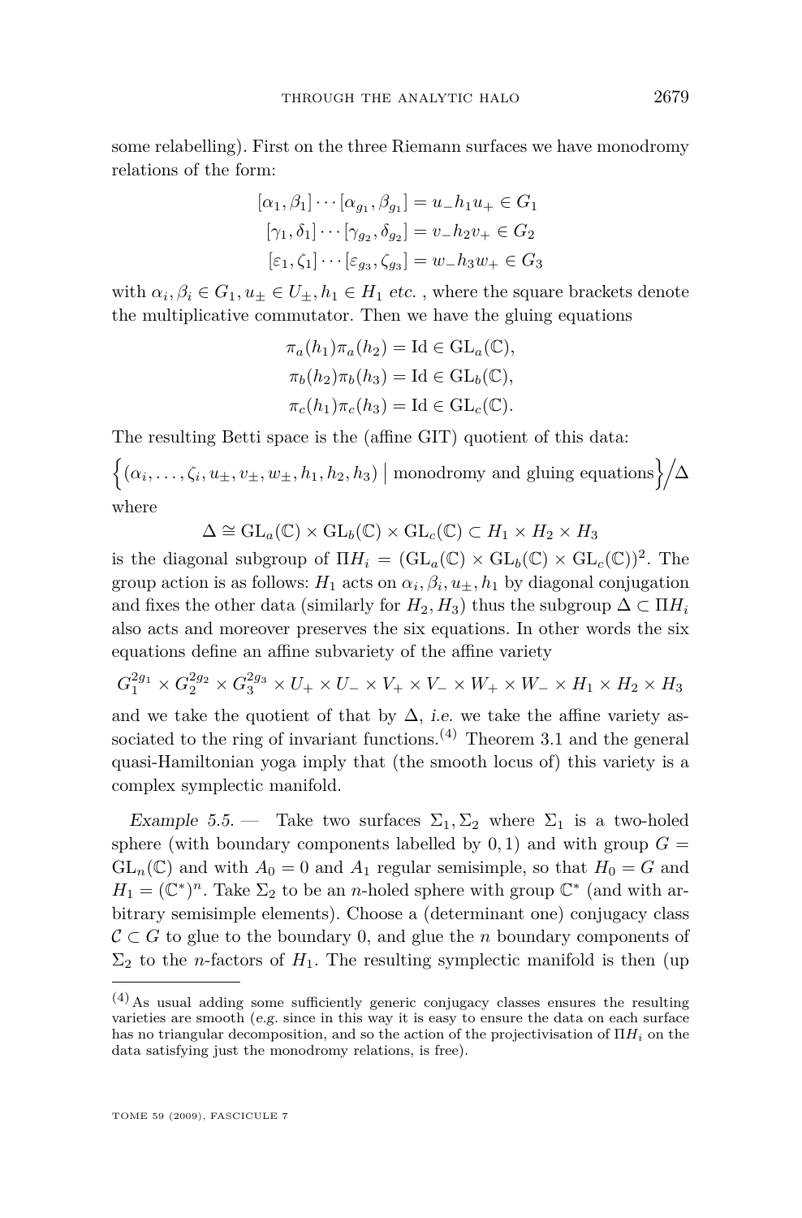some relabelling). First on the three Riemann surfaces we have monodromy relations of the form:

$$[\alpha_1, \beta_1] \cdots [\alpha_{g_1}, \beta_{g_1}] = u_- h_1 u_+ \in G_1$$
$$[\gamma_1, \delta_1] \cdots [\gamma_{g_2}, \delta_{g_2}] = v_- h_2 v_+ \in G_2$$
$$[\varepsilon_1, \zeta_1] \cdots [\varepsilon_{g_3}, \zeta_{g_3}] = w_- h_3 w_+ \in G_3$$

with $\alpha_i, \beta_i \in G_1, u_\pm \in U_\pm, h_1 \in H_1$ *etc.* , where the square brackets denote the multiplicative commutator. Then we have the gluing equations

$$\pi_a(h_1)\pi_a(h_2) = \mathrm{Id} \in \mathrm{GL}_a(\mathbb{C}),$$
$$\pi_b(h_2)\pi_b(h_3) = \mathrm{Id} \in \mathrm{GL}_b(\mathbb{C}),$$
$$\pi_c(h_1)\pi_c(h_3) = \mathrm{Id} \in \mathrm{GL}_c(\mathbb{C}).$$

The resulting Betti space is the (affine GIT) quotient of this data:

$$\Big\{(\alpha_i, \ldots, \zeta_i, u_\pm, v_\pm, w_\pm, h_1, h_2, h_3) \;\big|\; \text{monodromy and gluing equations}\Big\}\Big/\Delta$$

where

$$\Delta \cong \mathrm{GL}_a(\mathbb{C}) \times \mathrm{GL}_b(\mathbb{C}) \times \mathrm{GL}_c(\mathbb{C}) \subset H_1 \times H_2 \times H_3$$

is the diagonal subgroup of $\Pi H_i = (\mathrm{GL}_a(\mathbb{C}) \times \mathrm{GL}_b(\mathbb{C}) \times \mathrm{GL}_c(\mathbb{C}))^2$. The group action is as follows: $H_1$ acts on $\alpha_i, \beta_i, u_\pm, h_1$ by diagonal conjugation and fixes the other data (similarly for $H_2, H_3$) thus the subgroup $\Delta \subset \Pi H_i$ also acts and moreover preserves the six equations. In other words the six equations define an affine subvariety of the affine variety

$$G_1^{2g_1} \times G_2^{2g_2} \times G_3^{2g_3} \times U_+ \times U_- \times V_+ \times V_- \times W_+ \times W_- \times H_1 \times H_2 \times H_3$$

and we take the quotient of that by $\Delta$, *i.e.* we take the affine variety associated to the ring of invariant functions.[(4)] Theorem 3.1 and the general quasi-Hamiltonian yoga imply that (the smooth locus of) this variety is a complex symplectic manifold.

*Example 5.5.* — Take two surfaces $\Sigma_1, \Sigma_2$ where $\Sigma_1$ is a two-holed sphere (with boundary components labelled by $0, 1$) and with group $G = \mathrm{GL}_n(\mathbb{C})$ and with $A_0 = 0$ and $A_1$ regular semisimple, so that $H_0 = G$ and $H_1 = (\mathbb{C}^*)^n$. Take $\Sigma_2$ to be an $n$-holed sphere with group $\mathbb{C}^*$ (and with arbitrary semisimple elements). Choose a (determinant one) conjugacy class $\mathcal{C} \subset G$ to glue to the boundary 0, and glue the $n$ boundary components of $\Sigma_2$ to the $n$-factors of $H_1$. The resulting symplectic manifold is then (up

---

[(4)] As usual adding some sufficiently generic conjugacy classes ensures the resulting varieties are smooth (*e.g.* since in this way it is easy to ensure the data on each surface has no triangular decomposition, and so the action of the projectivisation of $\Pi H_i$ on the data satisfying just the monodromy relations, is free).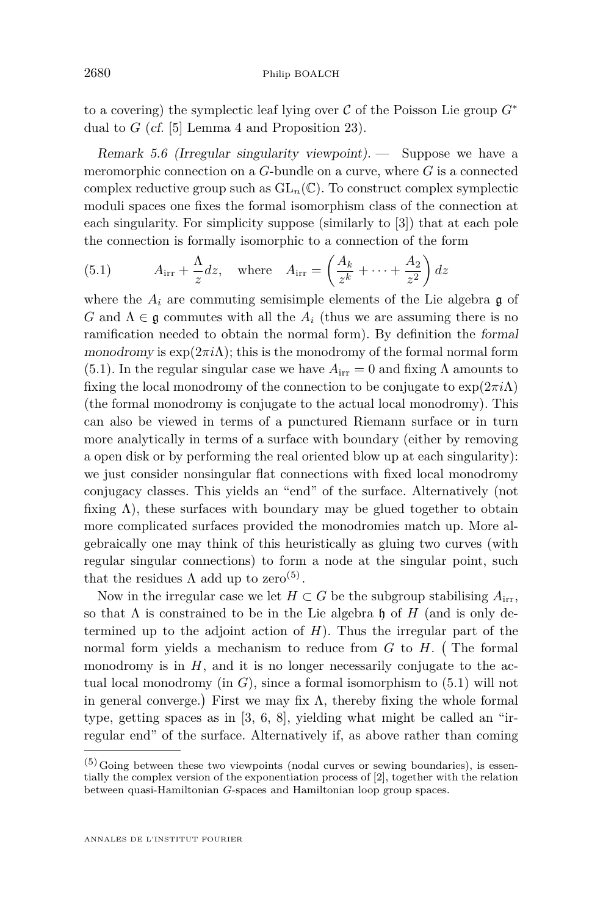to a covering) the symplectic leaf lying over $\mathcal{C}$ of the Poisson Lie group $G^*$ dual to $G$ (*cf.* [5] Lemma 4 and Proposition 23).

*Remark 5.6 (Irregular singularity viewpoint).* — Suppose we have a meromorphic connection on a $G$-bundle on a curve, where $G$ is a connected complex reductive group such as $\mathrm{GL}_n(\mathbb{C})$. To construct complex symplectic moduli spaces one fixes the formal isomorphism class of the connection at each singularity. For simplicity suppose (similarly to [3]) that at each pole the connection is formally isomorphic to a connection of the form

$$A_{\mathrm{irr}} + \frac{\Lambda}{z}dz, \quad \text{where} \quad A_{\mathrm{irr}} = \left(\frac{A_k}{z^k} + \cdots + \frac{A_2}{z^2}\right)dz \tag{5.1}$$

where the $A_i$ are commuting semisimple elements of the Lie algebra $\mathfrak{g}$ of $G$ and $\Lambda \in \mathfrak{g}$ commutes with all the $A_i$ (thus we are assuming there is no ramification needed to obtain the normal form). By definition the *formal monodromy* is $\exp(2\pi i\Lambda)$; this is the monodromy of the formal normal form (5.1). In the regular singular case we have $A_{\mathrm{irr}} = 0$ and fixing $\Lambda$ amounts to fixing the local monodromy of the connection to be conjugate to $\exp(2\pi i\Lambda)$ (the formal monodromy is conjugate to the actual local monodromy). This can also be viewed in terms of a punctured Riemann surface or in turn more analytically in terms of a surface with boundary (either by removing a open disk or by performing the real oriented blow up at each singularity): we just consider nonsingular flat connections with fixed local monodromy conjugacy classes. This yields an "end" of the surface. Alternatively (not fixing $\Lambda$), these surfaces with boundary may be glued together to obtain more complicated surfaces provided the monodromies match up. More algebraically one may think of this heuristically as gluing two curves (with regular singular connections) to form a node at the singular point, such that the residues $\Lambda$ add up to zero[5].

Now in the irregular case we let $H \subset G$ be the subgroup stabilising $A_{\mathrm{irr}}$, so that $\Lambda$ is constrained to be in the Lie algebra $\mathfrak{h}$ of $H$ (and is only determined up to the adjoint action of $H$). Thus the irregular part of the normal form yields a mechanism to reduce from $G$ to $H$. (The formal monodromy is in $H$, and it is no longer necessarily conjugate to the actual local monodromy (in $G$), since a formal isomorphism to (5.1) will not in general converge.) First we may fix $\Lambda$, thereby fixing the whole formal type, getting spaces as in [3, 6, 8], yielding what might be called an "irregular end" of the surface. Alternatively if, as above rather than coming

---

[5] Going between these two viewpoints (nodal curves or sewing boundaries), is essentially the complex version of the exponentiation process of [2], together with the relation between quasi-Hamiltonian $G$-spaces and Hamiltonian loop group spaces.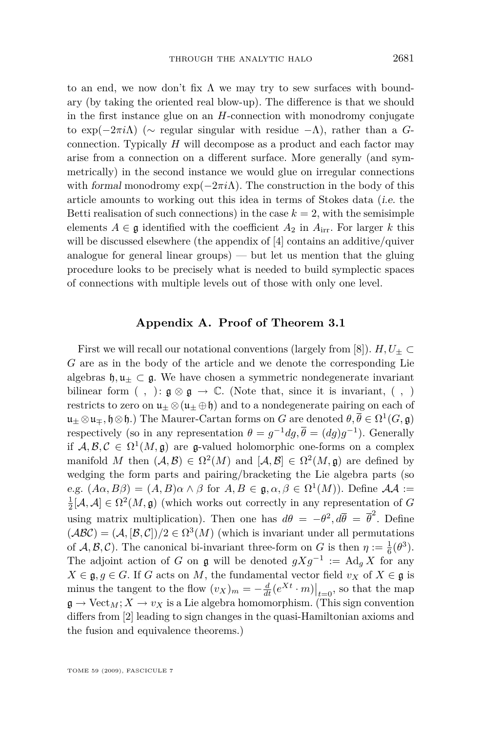to an end, we now don't fix $\Lambda$ we may try to sew surfaces with boundary (by taking the oriented real blow-up). The difference is that we should in the first instance glue on an $H$-connection with monodromy conjugate to $\exp(-2\pi i\Lambda)$ ($\sim$ regular singular with residue $-\Lambda$), rather than a $G$-connection. Typically $H$ will decompose as a product and each factor may arise from a connection on a different surface. More generally (and symmetrically) in the second instance we would glue on irregular connections with *formal* monodromy $\exp(-2\pi i\Lambda)$. The construction in the body of this article amounts to working out this idea in terms of Stokes data (*i.e.* the Betti realisation of such connections) in the case $k=2$, with the semisimple elements $A\in\mathfrak{g}$ identified with the coefficient $A_2$ in $A_{\rm irr}$. For larger $k$ this will be discussed elsewhere (the appendix of [4] contains an additive/quiver analogue for general linear groups) — but let us mention that the gluing procedure looks to be precisely what is needed to build symplectic spaces of connections with multiple levels out of those with only one level.

## Appendix A. Proof of Theorem 3.1

First we will recall our notational conventions (largely from [8]). $H, U_\pm \subset G$ are as in the body of the article and we denote the corresponding Lie algebras $\mathfrak{h}, \mathfrak{u}_\pm \subset \mathfrak{g}$. We have chosen a symmetric nondegenerate invariant bilinear form $(\ ,\ )\colon \mathfrak{g}\otimes\mathfrak{g}\to\mathbb{C}$. (Note that, since it is invariant, $(\ ,\ )$ restricts to zero on $\mathfrak{u}_\pm\otimes(\mathfrak{u}_\pm\oplus\mathfrak{h})$ and to a nondegenerate pairing on each of $\mathfrak{u}_\pm\otimes\mathfrak{u}_\mp, \mathfrak{h}\otimes\mathfrak{h}$.) The Maurer-Cartan forms on $G$ are denoted $\theta,\overline{\theta}\in\Omega^1(G,\mathfrak{g})$ respectively (so in any representation $\theta = g^{-1}dg, \overline{\theta} = (dg)g^{-1}$). Generally if $\mathcal{A},\mathcal{B},\mathcal{C}\in\Omega^1(M,\mathfrak{g})$ are $\mathfrak{g}$-valued holomorphic one-forms on a complex manifold $M$ then $(\mathcal{A},\mathcal{B})\in\Omega^2(M)$ and $[\mathcal{A},\mathcal{B}]\in\Omega^2(M,\mathfrak{g})$ are defined by wedging the form parts and pairing/bracketing the Lie algebra parts (so *e.g.* $(A\alpha, B\beta) = (A,B)\alpha\wedge\beta$ for $A,B\in\mathfrak{g}, \alpha,\beta\in\Omega^1(M)$). Define $\mathcal{A}\mathcal{A} := \frac{1}{2}[\mathcal{A},\mathcal{A}]\in\Omega^2(M,\mathfrak{g})$ (which works out correctly in any representation of $G$ using matrix multiplication). Then one has $d\theta = -\theta^2, d\overline{\theta} = \overline{\theta}^2$. Define $(\mathcal{A}\mathcal{B}\mathcal{C}) = (\mathcal{A},[\mathcal{B},\mathcal{C}])/2\in\Omega^3(M)$ (which is invariant under all permutations of $\mathcal{A},\mathcal{B},\mathcal{C}$). The canonical bi-invariant three-form on $G$ is then $\eta := \frac{1}{6}(\theta^3)$. The adjoint action of $G$ on $\mathfrak{g}$ will be denoted $gXg^{-1} := \mathrm{Ad}_g X$ for any $X\in\mathfrak{g}, g\in G$. If $G$ acts on $M$, the fundamental vector field $v_X$ of $X\in\mathfrak{g}$ is minus the tangent to the flow $(v_X)_m = -\frac{d}{dt}(e^{Xt}\cdot m)\big|_{t=0}$, so that the map $\mathfrak{g}\to\mathrm{Vect}_M; X\to v_X$ is a Lie algebra homomorphism. (This sign convention differs from [2] leading to sign changes in the quasi-Hamiltonian axioms and the fusion and equivalence theorems.)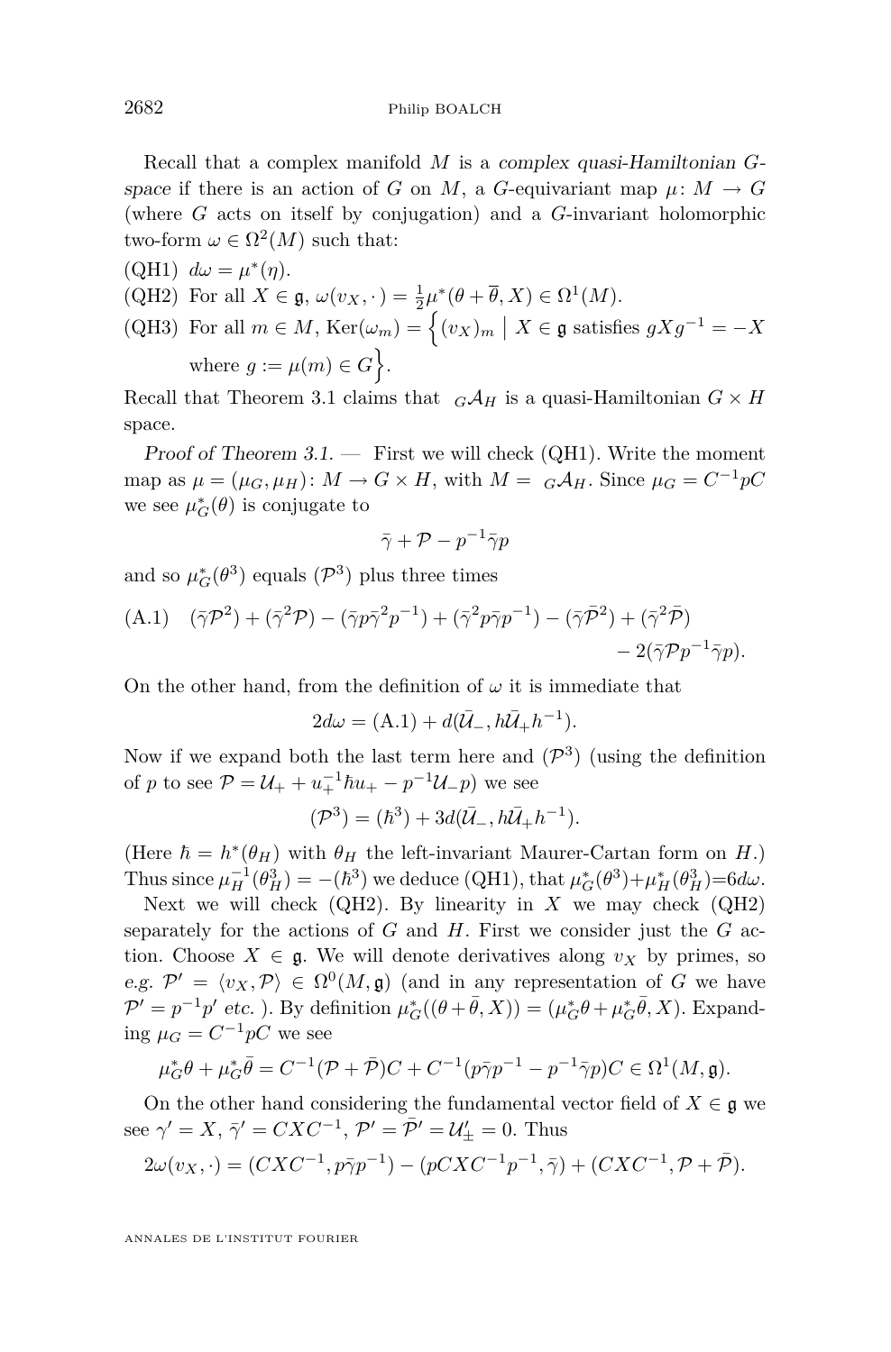Recall that a complex manifold $M$ is a *complex quasi-Hamiltonian $G$-space* if there is an action of $G$ on $M$, a $G$-equivariant map $\mu\colon M \to G$ (where $G$ acts on itself by conjugation) and a $G$-invariant holomorphic two-form $\omega \in \Omega^2(M)$ such that:

(QH1) $d\omega = \mu^*(\eta)$.

(QH2) For all $X \in \mathfrak{g}$, $\omega(v_X, \cdot) = \frac{1}{2}\mu^*(\theta + \overline{\theta}, X) \in \Omega^1(M)$.

(QH3) For all $m \in M$, $\mathrm{Ker}(\omega_m) = \Big\{ (v_X)_m \;\Big|\; X \in \mathfrak{g} \text{ satisfies } gXg^{-1} = -X$ where $g := \mu(m) \in G \Big\}$.

Recall that Theorem 3.1 claims that ${}_G\mathcal{A}_H$ is a quasi-Hamiltonian $G \times H$ space.

*Proof of Theorem 3.1.* — First we will check (QH1). Write the moment map as $\mu = (\mu_G, \mu_H)\colon M \to G \times H$, with $M = {}_G\mathcal{A}_H$. Since $\mu_G = C^{-1}pC$ we see $\mu_G^*(\theta)$ is conjugate to

$$\bar{\gamma} + \mathcal{P} - p^{-1}\bar{\gamma}p$$

and so $\mu_G^*(\theta^3)$ equals $(\mathcal{P}^3)$ plus three times

$$(\text{A.1})\quad (\bar{\gamma}\mathcal{P}^2) + (\bar{\gamma}^2\mathcal{P}) - (\bar{\gamma}p\bar{\gamma}^2p^{-1}) + (\bar{\gamma}^2p\bar{\gamma}p^{-1}) - (\bar{\gamma}\bar{\mathcal{P}}^2) + (\bar{\gamma}^2\bar{\mathcal{P}}) - 2(\bar{\gamma}\mathcal{P}p^{-1}\bar{\gamma}p).$$

On the other hand, from the definition of $\omega$ it is immediate that

$$2d\omega = (\text{A.1}) + d(\bar{\mathcal{U}}_-, h\bar{\mathcal{U}}_+h^{-1}).$$

Now if we expand both the last term here and $(\mathcal{P}^3)$ (using the definition of $p$ to see $\mathcal{P} = \mathcal{U}_+ + u_+^{-1}\hbar u_+ - p^{-1}\mathcal{U}_-p$) we see

$$(\mathcal{P}^3) = (\hbar^3) + 3d(\bar{\mathcal{U}}_-, h\bar{\mathcal{U}}_+h^{-1}).$$

(Here $\hbar = h^*(\theta_H)$ with $\theta_H$ the left-invariant Maurer-Cartan form on $H$.) Thus since $\mu_H^{-1}(\theta_H^3) = -(\hbar^3)$ we deduce (QH1), that $\mu_G^*(\theta^3) + \mu_H^*(\theta_H^3) = 6d\omega$.

Next we will check (QH2). By linearity in $X$ we may check (QH2) separately for the actions of $G$ and $H$. First we consider just the $G$ action. Choose $X \in \mathfrak{g}$. We will denote derivatives along $v_X$ by primes, so *e.g.* $\mathcal{P}' = \langle v_X, \mathcal{P}\rangle \in \Omega^0(M, \mathfrak{g})$ (and in any representation of $G$ we have $\mathcal{P}' = p^{-1}p'$ *etc.* ). By definition $\mu_G^*((\theta + \bar{\theta}, X)) = (\mu_G^*\theta + \mu_G^*\bar{\theta}, X)$. Expanding $\mu_G = C^{-1}pC$ we see

$$\mu_G^*\theta + \mu_G^*\bar{\theta} = C^{-1}(\mathcal{P} + \bar{\mathcal{P}})C + C^{-1}(p\bar{\gamma}p^{-1} - p^{-1}\bar{\gamma}p)C \in \Omega^1(M, \mathfrak{g}).$$

On the other hand considering the fundamental vector field of $X \in \mathfrak{g}$ we see $\gamma' = X$, $\bar{\gamma}' = CXC^{-1}$, $\mathcal{P}' = \bar{\mathcal{P}}' = \mathcal{U}_\pm' = 0$. Thus

$$2\omega(v_X, \cdot) = (CXC^{-1}, p\bar{\gamma}p^{-1}) - (pCXC^{-1}p^{-1}, \bar{\gamma}) + (CXC^{-1}, \mathcal{P} + \bar{\mathcal{P}}).$$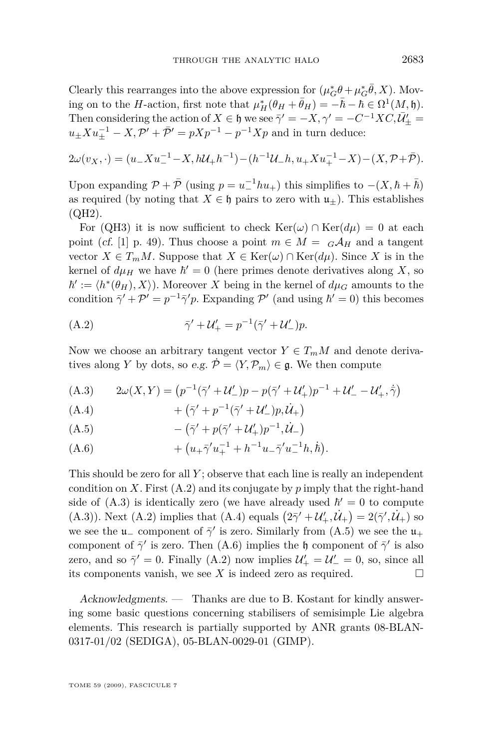Clearly this rearranges into the above expression for $(\mu_G^*\theta + \mu_G^*\bar{\theta}, X)$. Moving on to the $H$-action, first note that $\mu_H^*(\theta_H + \bar{\theta}_H) = -\bar{\hbar} - \hbar \in \Omega^1(M, \mathfrak{h})$. Then considering the action of $X \in \mathfrak{h}$ we see $\bar{\gamma}' = -X, \gamma' = -C^{-1}XC, \bar{\mathcal{U}}'_\pm = u_\pm X u_\pm^{-1} - X, \mathcal{P}' + \bar{\mathcal{P}}' = pXp^{-1} - p^{-1}Xp$ and in turn deduce:

$$2\omega(v_X, \cdot) = (u_- X u_-^{-1} - X, h\mathcal{U}_+ h^{-1}) - (h^{-1}\mathcal{U}_- h, u_+ X u_+^{-1} - X) - (X, \mathcal{P} + \bar{\mathcal{P}}).$$

Upon expanding $\mathcal{P} + \bar{\mathcal{P}}$ (using $p = u_-^{-1} h u_+$) this simplifies to $-(X, \hbar + \bar{\hbar})$ as required (by noting that $X \in \mathfrak{h}$ pairs to zero with $\mathfrak{u}_\pm$). This establishes (QH2).

For (QH3) it is now sufficient to check $\mathrm{Ker}(\omega) \cap \mathrm{Ker}(d\mu) = 0$ at each point (*cf.* [1] p. 49). Thus choose a point $m \in M = {}_G\mathcal{A}_H$ and a tangent vector $X \in T_m M$. Suppose that $X \in \mathrm{Ker}(\omega) \cap \mathrm{Ker}(d\mu)$. Since $X$ is in the kernel of $d\mu_H$ we have $\hbar' = 0$ (here primes denote derivatives along $X$, so $\hbar' := \langle h^*(\theta_H), X \rangle$). Moreover $X$ being in the kernel of $d\mu_G$ amounts to the condition $\bar{\gamma}' + \mathcal{P}' = p^{-1}\bar{\gamma}' p$. Expanding $\mathcal{P}'$ (and using $\hbar' = 0$) this becomes

$$\bar{\gamma}' + \mathcal{U}'_+ = p^{-1}(\bar{\gamma}' + \mathcal{U}'_-)p. \tag{A.2}$$

Now we choose an arbitrary tangent vector $Y \in T_m M$ and denote derivatives along $Y$ by dots, so *e.g.* $\dot{\mathcal{P}} = \langle Y, \mathcal{P}_m \rangle \in \mathfrak{g}$. We then compute

$$\begin{aligned}
&(\text{A.3}) \qquad 2\omega(X, Y) = \big(p^{-1}(\bar{\gamma}' + \mathcal{U}'_-)p - p(\bar{\gamma}' + \mathcal{U}'_+)p^{-1} + \mathcal{U}'_- - \mathcal{U}'_+, \dot{\bar{\gamma}}\big) \\
&(\text{A.4}) \qquad\qquad + \big(\bar{\gamma}' + p^{-1}(\bar{\gamma}' + \mathcal{U}'_-)p, \dot{\mathcal{U}}_+\big) \\
&(\text{A.5}) \qquad\qquad - \big(\bar{\gamma}' + p(\bar{\gamma}' + \mathcal{U}'_+)p^{-1}, \dot{\mathcal{U}}_-\big) \\
&(\text{A.6}) \qquad\qquad + \big(u_+\bar{\gamma}' u_+^{-1} + h^{-1}u_-\bar{\gamma}' u_-^{-1}h, \dot{\hbar}\big).
\end{aligned}$$

This should be zero for all $Y$; observe that each line is really an independent condition on $X$. First (A.2) and its conjugate by $p$ imply that the right-hand side of (A.3) is identically zero (we have already used $\hbar' = 0$ to compute (A.3)). Next (A.2) implies that (A.4) equals $\big(2\bar{\gamma}' + \mathcal{U}'_+, \dot{\mathcal{U}}_+\big) = 2(\bar{\gamma}', \dot{\mathcal{U}}_+)$ so we see the $\mathfrak{u}_-$ component of $\bar{\gamma}'$ is zero. Similarly from (A.5) we see the $\mathfrak{u}_+$ component of $\bar{\gamma}'$ is zero. Then (A.6) implies the $\mathfrak{h}$ component of $\bar{\gamma}'$ is also zero, and so $\bar{\gamma}' = 0$. Finally (A.2) now implies $\mathcal{U}'_+ = \mathcal{U}'_- = 0$, so, since all its components vanish, we see $X$ is indeed zero as required. □

*Acknowledgments.* — Thanks are due to B. Kostant for kindly answering some basic questions concerning stabilisers of semisimple Lie algebra elements. This research is partially supported by ANR grants 08-BLAN-0317-01/02 (SEDIGA), 05-BLAN-0029-01 (GIMP).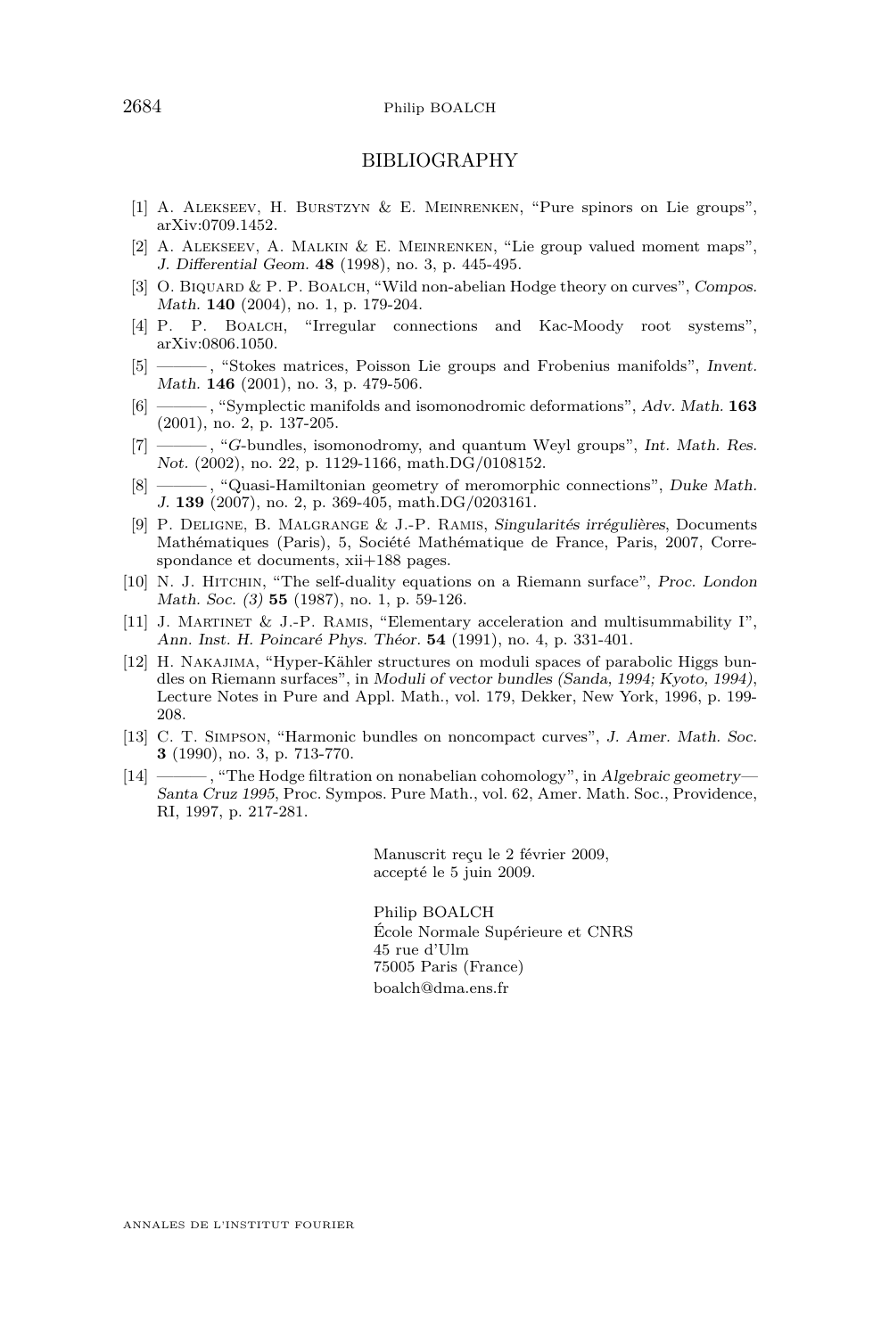## BIBLIOGRAPHY

[1] A. Alekseev, H. Burstzyn & E. Meinrenken, “Pure spinors on Lie groups”, arXiv:0709.1452.

[2] A. Alekseev, A. Malkin & E. Meinrenken, “Lie group valued moment maps”, *J. Differential Geom.* **48** (1998), no. 3, p. 445-495.

[3] O. Biquard & P. P. Boalch, “Wild non-abelian Hodge theory on curves”, *Compos. Math.* **140** (2004), no. 1, p. 179-204.

[4] P. P. Boalch, “Irregular connections and Kac-Moody root systems”, arXiv:0806.1050.

[5] ———, “Stokes matrices, Poisson Lie groups and Frobenius manifolds”, *Invent. Math.* **146** (2001), no. 3, p. 479-506.

[6] ———, “Symplectic manifolds and isomonodromic deformations”, *Adv. Math.* **163** (2001), no. 2, p. 137-205.

[7] ———, “$G$-bundles, isomonodromy, and quantum Weyl groups”, *Int. Math. Res. Not.* (2002), no. 22, p. 1129-1166, math.DG/0108152.

[8] ———, “Quasi-Hamiltonian geometry of meromorphic connections”, *Duke Math. J.* **139** (2007), no. 2, p. 369-405, math.DG/0203161.

[9] P. Deligne, B. Malgrange & J.-P. Ramis, *Singularités irrégulières*, Documents Mathématiques (Paris), 5, Société Mathématique de France, Paris, 2007, Correspondance et documents, xii+188 pages.

[10] N. J. Hitchin, “The self-duality equations on a Riemann surface”, *Proc. London Math. Soc. (3)* **55** (1987), no. 1, p. 59-126.

[11] J. Martinet & J.-P. Ramis, “Elementary acceleration and multisummability I”, *Ann. Inst. H. Poincaré Phys. Théor.* **54** (1991), no. 4, p. 331-401.

[12] H. Nakajima, “Hyper-Kähler structures on moduli spaces of parabolic Higgs bundles on Riemann surfaces”, in *Moduli of vector bundles (Sanda, 1994; Kyoto, 1994)*, Lecture Notes in Pure and Appl. Math., vol. 179, Dekker, New York, 1996, p. 199-208.

[13] C. T. Simpson, “Harmonic bundles on noncompact curves”, *J. Amer. Math. Soc.* **3** (1990), no. 3, p. 713-770.

[14] ———, “The Hodge filtration on nonabelian cohomology”, in *Algebraic geometry—Santa Cruz 1995*, Proc. Sympos. Pure Math., vol. 62, Amer. Math. Soc., Providence, RI, 1997, p. 217-281.

Manuscrit reçu le 2 février 2009,
accepté le 5 juin 2009.

Philip BOALCH
École Normale Supérieure et CNRS
45 rue d’Ulm
75005 Paris (France)
boalch@dma.ens.fr